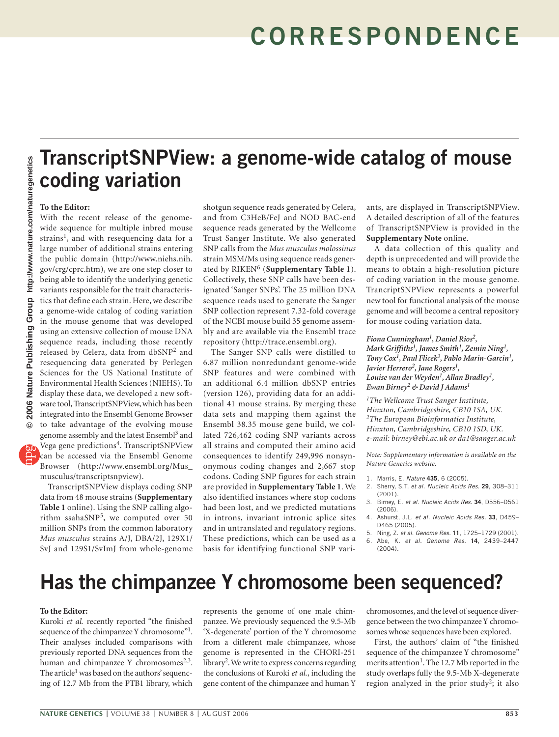# CORRESPONDENCE

## TranscriptSNPView: a genome-wide catalog of mouse coding variation

**To the Editor:**

With the recent release of the genome-wide sequence for multiple inbred mouse strains[1], and with resequencing data for a large number of additional strains entering the public domain (http://www.niehs.nih.gov/crg/cprc.htm), we are one step closer to being able to identify the underlying genetic variants responsible for the trait characteristics that define each strain. Here, we describe a genome-wide catalog of coding variation in the mouse genome that was developed using an extensive collection of mouse DNA sequence reads, including those recently released by Celera, data from dbSNP[2] and resequencing data generated by Perlegen Sciences for the US National Institute of Environmental Health Sciences (NIEHS). To display these data, we developed a new software tool, TranscriptSNPView, which has been integrated into the Ensembl Genome Browser to take advantage of the evolving mouse genome assembly and the latest Ensembl[3] and Vega gene predictions[4]. TranscriptSNPView can be accessed via the Ensembl Genome Browser (http://www.ensembl.org/Mus_musculus/transcriptsnpview).

TranscriptSNPView displays coding SNP data from 48 mouse strains (**Supplementary Table 1** online). Using the SNP calling algorithm ssahaSNP[5], we computed over 50 million SNPs from the common laboratory *Mus musculus* strains A/J, DBA/2J, 129X1/SvJ and 129S1/SvImJ from whole-genome shotgun sequence reads generated by Celera, and from C3HeB/FeJ and NOD BAC-end sequence reads generated by the Wellcome Trust Sanger Institute. We also generated SNP calls from the *Mus musculus molossinus* strain MSM/Ms using sequence reads generated by RIKEN[6] (**Supplementary Table 1**). Collectively, these SNP calls have been designated 'Sanger SNPs'. The 25 million DNA sequence reads used to generate the Sanger SNP collection represent 7.32-fold coverage of the NCBI mouse build 35 genome assembly and are available via the Ensembl trace repository (http://trace.ensembl.org).

The Sanger SNP calls were distilled to 6.87 million nonredundant genome-wide SNP features and were combined with an additional 6.4 million dbSNP entries (version 126), providing data for an additional 41 mouse strains. By merging these data sets and mapping them against the Ensembl 38.35 mouse gene build, we collated 726,462 coding SNP variants across all strains and computed their amino acid consequences to identify 249,996 nonsynonymous coding changes and 2,667 stop codons. Coding SNP figures for each strain are provided in **Supplementary Table 1**. We also identified instances where stop codons had been lost, and we predicted mutations in introns, invariant intronic splice sites and in untranslated and regulatory regions. These predictions, which can be used as a basis for identifying functional SNP variants, are displayed in TranscriptSNPView. A detailed description of all of the features of TranscriptSNPView is provided in the **Supplementary Note** online.

A data collection of this quality and depth is unprecedented and will provide the means to obtain a high-resolution picture of coding variation in the mouse genome. TrancriptSNPView represents a powerful new tool for functional analysis of the mouse genome and will become a central repository for mouse coding variation data.

***Fiona Cunningham[1], Daniel Rios[2], Mark Griffiths[1], James Smith[1], Zemin Ning[1], Tony Cox[1], Paul Flicek[2], Pablo Marin-Garcin[1], Javier Herrero[2], Jane Rogers[1], Louise van der Weyden[1], Allan Bradley[1], Ewan Birney[2] & David J Adams[1]***

*[1]The Wellcome Trust Sanger Institute, Hinxton, Cambridgeshire, CB10 1SA, UK. [2]The European Bioinformatics Institute, Hinxton, Cambridgeshire, CB10 1SD, UK. e-mail: birney@ebi.ac.uk or da1@sanger.ac.uk*

*Note: Supplementary information is available on the Nature Genetics website.*

1. Marris, E. *Nature* **435**, 6 (2005).
2. Sherry, S.T. *et al. Nucleic Acids Res.* **29**, 308–311 (2001).
3. Birney, E. *et al. Nucleic Acids Res.* **34**, D556–D561 (2006).
4. Ashurst, J.L. *et al. Nucleic Acids Res.* **33**, D459–D465 (2005).
5. Ning, Z. *et al. Genome Res.* **11**, 1725–1729 (2001).
6. Abe, K. *et al. Genome Res.* **14**, 2439–2447 (2004).

## Has the chimpanzee Y chromosome been sequenced?

**To the Editor:**

Kuroki *et al.* recently reported "the finished sequence of the chimpanzee Y chromosome"[1]. Their analyses included comparisons with previously reported DNA sequences from the human and chimpanzee Y chromosomes[2,3]. The article[1] was based on the authors' sequencing of 12.7 Mb from the PTB1 library, which represents the genome of one male chimpanzee. We previously sequenced the 9.5-Mb 'X-degenerate' portion of the Y chromosome from a different male chimpanzee, whose genome is represented in the CHORI-251 library[2]. We write to express concerns regarding the conclusions of Kuroki *et al.*, including the gene content of the chimpanzee and human Y chromosomes, and the level of sequence divergence between the two chimpanzee Y chromosomes whose sequences have been explored.

First, the authors' claim of "the finished sequence of the chimpanzee Y chromosome" merits attention[1]. The 12.7 Mb reported in the study overlaps fully the 9.5-Mb X-degenerate region analyzed in the prior study[2]; it also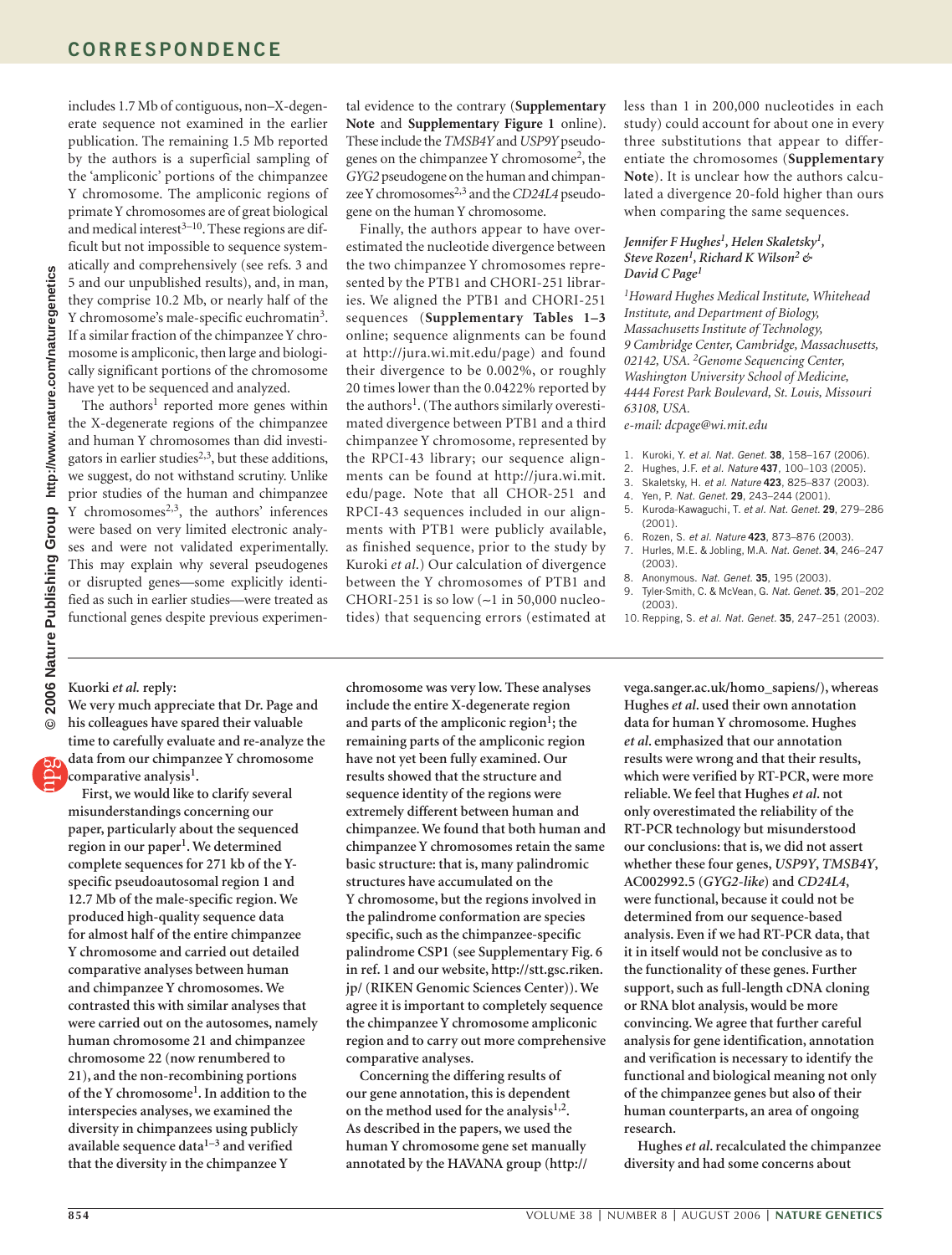includes 1.7 Mb of contiguous, non–X-degenerate sequence not examined in the earlier publication. The remaining 1.5 Mb reported by the authors is a superficial sampling of the 'ampliconic' portions of the chimpanzee Y chromosome. The ampliconic regions of primate Y chromosomes are of great biological and medical interest[3–10]. These regions are difficult but not impossible to sequence systematically and comprehensively (see refs. 3 and 5 and our unpublished results), and, in man, they comprise 10.2 Mb, or nearly half of the Y chromosome's male-specific euchromatin[3]. If a similar fraction of the chimpanzee Y chromosome is ampliconic, then large and biologically significant portions of the chromosome have yet to be sequenced and analyzed.

The authors[1] reported more genes within the X-degenerate regions of the chimpanzee and human Y chromosomes than did investigators in earlier studies[2,3], but these additions, we suggest, do not withstand scrutiny. Unlike prior studies of the human and chimpanzee Y chromosomes[2,3], the authors' inferences were based on very limited electronic analyses and were not validated experimentally. This may explain why several pseudogenes or disrupted genes—some explicitly identified as such in earlier studies—were treated as functional genes despite previous experimental evidence to the contrary (**Supplementary Note** and **Supplementary Figure 1** online). These include the *TMSB4Y* and *USP9Y* pseudogenes on the chimpanzee Y chromosome[2], the *GYG2* pseudogene on the human and chimpanzee Y chromosomes[2,3] and the *CD24L4* pseudogene on the human Y chromosome.

Finally, the authors appear to have overestimated the nucleotide divergence between the two chimpanzee Y chromosomes represented by the PTB1 and CHORI-251 libraries. We aligned the PTB1 and CHORI-251 sequences (**Supplementary Tables 1–3** online; sequence alignments can be found at http://jura.wi.mit.edu/page) and found their divergence to be 0.002%, or roughly 20 times lower than the 0.0422% reported by the authors[1]. (The authors similarly overestimated divergence between PTB1 and a third chimpanzee Y chromosome, represented by the RPCI-43 library; our sequence alignments can be found at http://jura.wi.mit.edu/page. Note that all CHOR-251 and RPCI-43 sequences included in our alignments with PTB1 were publicly available, as finished sequence, prior to the study by Kuroki *et al.*) Our calculation of divergence between the Y chromosomes of PTB1 and CHORI-251 is so low (~1 in 50,000 nucleotides) that sequencing errors (estimated at less than 1 in 200,000 nucleotides in each study) could account for about one in every three substitutions that appear to differentiate the chromosomes (**Supplementary Note**). It is unclear how the authors calculated a divergence 20-fold higher than ours when comparing the same sequences.

***Jennifer F Hughes[1], Helen Skaletsky[1], Steve Rozen[1], Richard K Wilson[2] & David C Page[1]***

*[1]Howard Hughes Medical Institute, Whitehead Institute, and Department of Biology, Massachusetts Institute of Technology, 9 Cambridge Center, Cambridge, Massachusetts, 02142, USA. [2]Genome Sequencing Center, Washington University School of Medicine, 4444 Forest Park Boulevard, St. Louis, Missouri 63108, USA.*
*e-mail: dcpage@wi.mit.edu*

1. Kuroki, Y. *et al. Nat. Genet.* **38**, 158–167 (2006).
2. Hughes, J.F. *et al. Nature* **437**, 100–103 (2005).
3. Skaletsky, H. *et al. Nature* **423**, 825–837 (2003).
4. Yen, P. *Nat. Genet.* **29**, 243–244 (2001).
5. Kuroda-Kawaguchi, T. *et al. Nat. Genet.* **29**, 279–286 (2001).
6. Rozen, S. *et al. Nature* **423**, 873–876 (2003).
7. Hurles, M.E. & Jobling, M.A. *Nat. Genet.* **34**, 246–247 (2003).
8. Anonymous. *Nat. Genet.* **35**, 195 (2003).
9. Tyler-Smith, C. & McVean, G. *Nat. Genet.* **35**, 201–202 (2003).
10. Repping, S. *et al. Nat. Genet.* **35**, 247–251 (2003).

---

**Kuorki *et al.* reply:**

**We very much appreciate that Dr. Page and his colleagues have spared their valuable time to carefully evaluate and re-analyze the data from our chimpanzee Y chromosome comparative analysis[1].**

**First, we would like to clarify several misunderstandings concerning our paper, particularly about the sequenced region in our paper[1]. We determined complete sequences for 271 kb of the Y-specific pseudoautosomal region 1 and 12.7 Mb of the male-specific region. We produced high-quality sequence data for almost half of the entire chimpanzee Y chromosome and carried out detailed comparative analyses between human and chimpanzee Y chromosomes. We contrasted this with similar analyses that were carried out on the autosomes, namely human chromosome 21 and chimpanzee chromosome 22 (now renumbered to 21), and the non-recombining portions of the Y chromosome[1]. In addition to the interspecies analyses, we examined the diversity in chimpanzees using publicly available sequence data[1–3] and verified that the diversity in the chimpanzee Y chromosome was very low. These analyses include the entire X-degenerate region and parts of the ampliconic region[1]; the remaining parts of the ampliconic region have not yet been fully examined. Our results showed that the structure and sequence identity of the regions were extremely different between human and chimpanzee. We found that both human and chimpanzee Y chromosomes retain the same basic structure: that is, many palindromic structures have accumulated on the Y chromosome, but the regions involved in the palindrome conformation are species specific, such as the chimpanzee-specific palindrome CSP1 (see Supplementary Fig. 6 in ref. 1 and our website, http://stt.gsc.riken.jp/ (RIKEN Genomic Sciences Center)). We agree it is important to completely sequence the chimpanzee Y chromosome ampliconic region and to carry out more comprehensive comparative analyses.**

**Concerning the differing results of our gene annotation, this is dependent on the method used for the analysis[1,2]. As described in the papers, we used the human Y chromosome gene set manually annotated by the HAVANA group (http://vega.sanger.ac.uk/homo_sapiens/), whereas Hughes *et al.* used their own annotation data for human Y chromosome. Hughes *et al.* emphasized that our annotation results were wrong and that their results, which were verified by RT-PCR, were more reliable. We feel that Hughes *et al.* not only overestimated the reliability of the RT-PCR technology but misunderstood our conclusions: that is, we did not assert whether these four genes, *USP9Y*, *TMSB4Y*, AC002992.5 (*GYG2-like*) and *CD24L4*, were functional, because it could not be determined from our sequence-based analysis. Even if we had RT-PCR data, that it in itself would not be conclusive as to the functionality of these genes. Further support, such as full-length cDNA cloning or RNA blot analysis, would be more convincing. We agree that further careful analysis for gene identification, annotation and verification is necessary to identify the functional and biological meaning not only of the chimpanzee genes but also of their human counterparts, an area of ongoing research.**

**Hughes *et al.* recalculated the chimpanzee diversity and had some concerns about**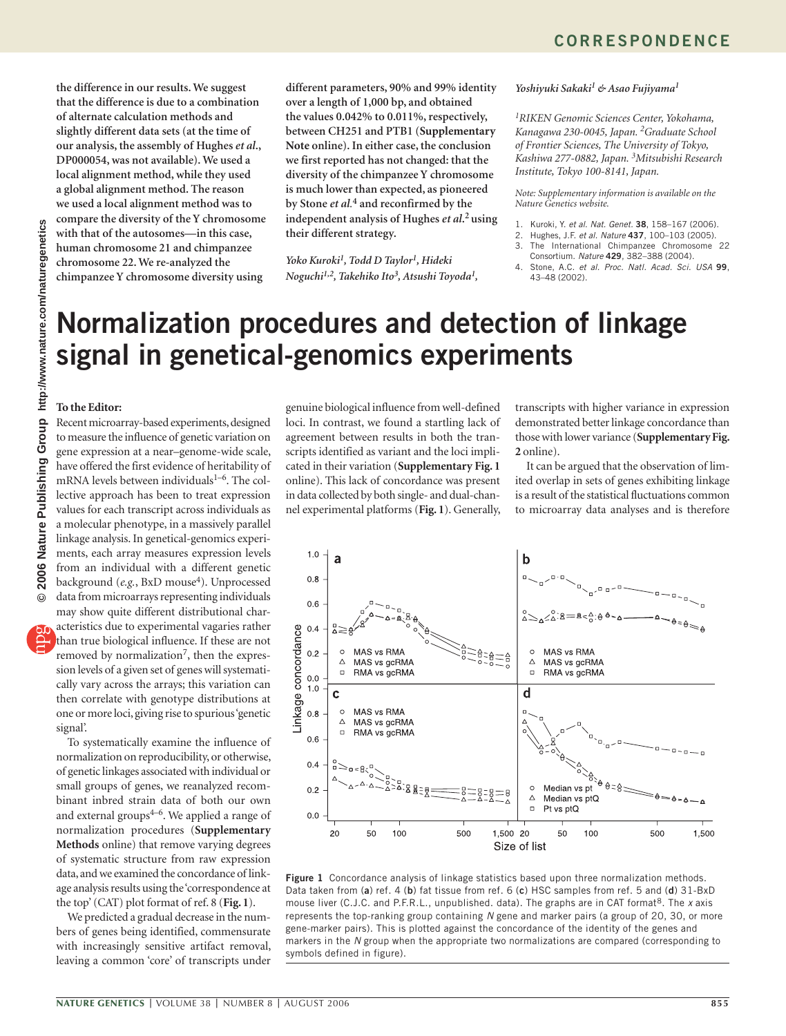the difference in our results. We suggest that the difference is due to a combination of alternate calculation methods and slightly different data sets (at the time of our analysis, the assembly of Hughes *et al.*, DP000054, was not available). We used a local alignment method, while they used a global alignment method. The reason we used a local alignment method was to compare the diversity of the chimpanzee Y chromosome with that of the autosomes—in this case, human chromosome 21 and chimpanzee chromosome 22. We re-analyzed the chimpanzee Y chromosome diversity using different parameters, 90% and 99% identity over a length of 1,000 bp, and obtained the values 0.042% to 0.011%, respectively, between CH251 and PTB1 (**Supplementary Note** online). In either case, the conclusion we first reported has not changed: that the diversity of the chimpanzee Y chromosome is much lower than expected, as pioneered by Stone *et al.*[4] and reconfirmed by the independent analysis of Hughes *et al.*[2] using their different strategy.

*Yoko Kuroki[1], Todd D Taylor[1], Hideki Noguchi[1,2], Takehiko Ito[3], Atsushi Toyoda[1], Yoshiyuki Sakaki[1] & Asao Fujiyama[1]*

*[1]RIKEN Genomic Sciences Center, Yokohama, Kanagawa 230-0045, Japan. [2]Graduate School of Frontier Sciences, The University of Tokyo, Kashiwa 277-0882, Japan. [3]Mitsubishi Research Institute, Tokyo 100-8141, Japan.*

*Note: Supplementary information is available on the Nature Genetics website.*

1. Kuroki, Y. *et al. Nat. Genet.* **38**, 158–167 (2006).
2. Hughes, J.F. *et al. Nature* **437**, 100–103 (2005).
3. The International Chimpanzee Chromosome 22 Consortium. *Nature* **429**, 382–388 (2004).
4. Stone, A.C. *et al. Proc. Natl. Acad. Sci. USA* **99**, 43–48 (2002).

# Normalization procedures and detection of linkage signal in genetical-genomics experiments

**To the Editor:**

Recent microarray-based experiments, designed to measure the influence of genetic variation on gene expression at a near–genome-wide scale, have offered the first evidence of heritability of mRNA levels between individuals[1–6]. The collective approach has been to treat expression values for each transcript across individuals as a molecular phenotype, in a massively parallel linkage analysis. In genetical-genomics experiments, each array measures expression levels from an individual with a different genetic background (*e.g.*, BxD mouse[4]). Unprocessed data from microarrays representing individuals may show quite different distributional characteristics due to experimental vagaries rather than true biological influence. If these are not removed by normalization[7], then the expression levels of a given set of genes will systematically vary across the arrays; this variation can then correlate with genotype distributions at one or more loci, giving rise to spurious 'genetic signal'.

To systematically examine the influence of normalization on reproducibility, or otherwise, of genetic linkages associated with individual or small groups of genes, we reanalyzed recombinant inbred strain data of both our own and external groups[4–6]. We applied a range of normalization procedures (**Supplementary Methods** online) that remove varying degrees of systematic structure from raw expression data, and we examined the concordance of linkage analysis results using the 'correspondence at the top' (CAT) plot format of ref. 8 (**Fig. 1**).

We predicted a gradual decrease in the numbers of genes being identified, commensurate with increasingly sensitive artifact removal, leaving a common 'core' of transcripts under genuine biological influence from well-defined loci. In contrast, we found a startling lack of agreement between results in both the transcripts identified as variant and the loci implicated in their variation (**Supplementary Fig. 1** online). This lack of concordance was present in data collected by both single- and dual-channel experimental platforms (**Fig. 1**). Generally, transcripts with higher variance in expression demonstrated better linkage concordance than those with lower variance (**Supplementary Fig. 2** online).

It can be argued that the observation of limited overlap in sets of genes exhibiting linkage is a result of the statistical fluctuations common to microarray data analyses and is therefore

a
b
c
d
Linkage concordance
1.0
0.8
0.6
0.4
0.2
0.0
MAS vs RMA
MAS vs gcRMA
RMA vs gcRMA
Median vs pt
Median vs ptQ
Pt vs ptQ
20
50
100
500
1,500
Size of list

**Figure 1** Concordance analysis of linkage statistics based upon three normalization methods. Data taken from (**a**) ref. 4 (**b**) fat tissue from ref. 6 (**c**) HSC samples from ref. 5 and (**d**) 31-BxD mouse liver (C.J.C. and P.F.R.L., unpublished. data). The graphs are in CAT format[8]. The *x* axis represents the top-ranking group containing *N* gene and marker pairs (a group of 20, 30, or more gene-marker pairs). This is plotted against the concordance of the identity of the genes and markers in the *N* group when the appropriate two normalizations are compared (corresponding to symbols defined in figure).